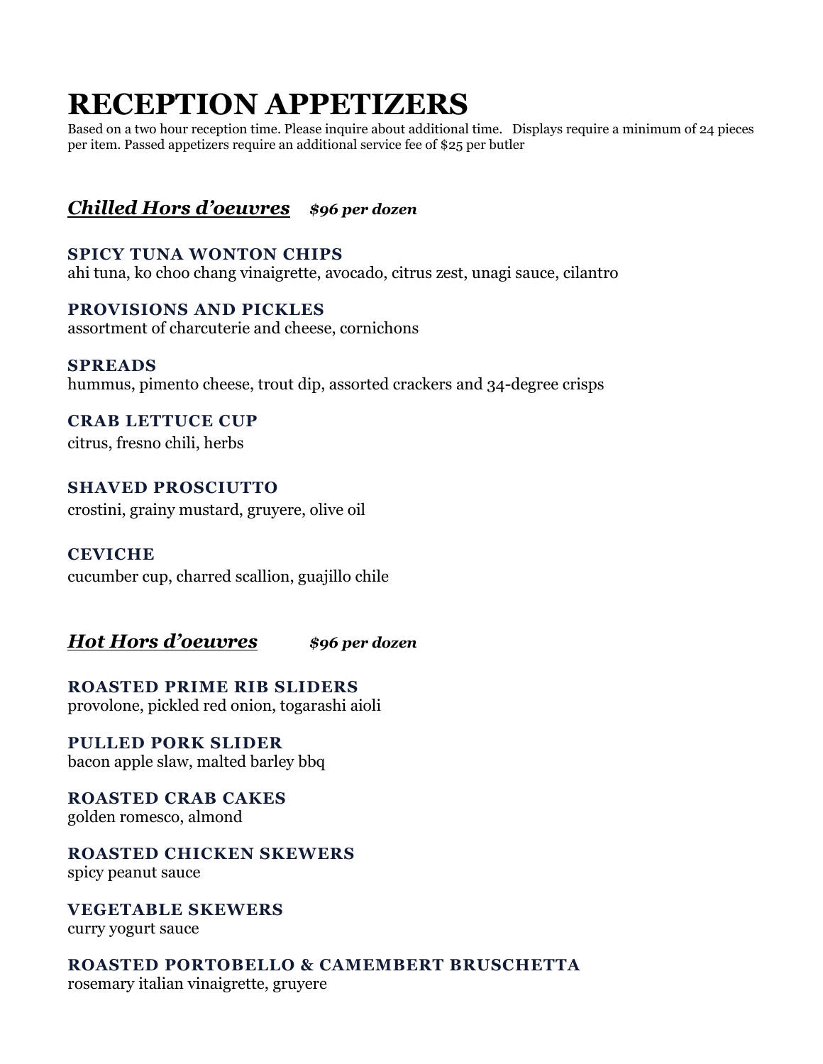# RECEPTION APPETIZERS

Based on a two hour reception time. Please inquire about additional time. Displays require a minimum of 24 pieces per item. Passed appetizers require an additional service fee of $25 per butler

## ***Chilled Hors d'oeuvres*** *$96 per dozen*

**SPICY TUNA WONTON CHIPS**
ahi tuna, ko choo chang vinaigrette, avocado, citrus zest, unagi sauce, cilantro

**PROVISIONS AND PICKLES**
assortment of charcuterie and cheese, cornichons

**SPREADS**
hummus, pimento cheese, trout dip, assorted crackers and 34-degree crisps

**CRAB LETTUCE CUP**
citrus, fresno chili, herbs

**SHAVED PROSCIUTTO**
crostini, grainy mustard, gruyere, olive oil

**CEVICHE**
cucumber cup, charred scallion, guajillo chile

## ***Hot Hors d'oeuvres*** *$96 per dozen*

**ROASTED PRIME RIB SLIDERS**
provolone, pickled red onion, togarashi aioli

**PULLED PORK SLIDER**
bacon apple slaw, malted barley bbq

**ROASTED CRAB CAKES**
golden romesco, almond

**ROASTED CHICKEN SKEWERS**
spicy peanut sauce

**VEGETABLE SKEWERS**
curry yogurt sauce

**ROASTED PORTOBELLO & CAMEMBERT BRUSCHETTA**
rosemary italian vinaigrette, gruyere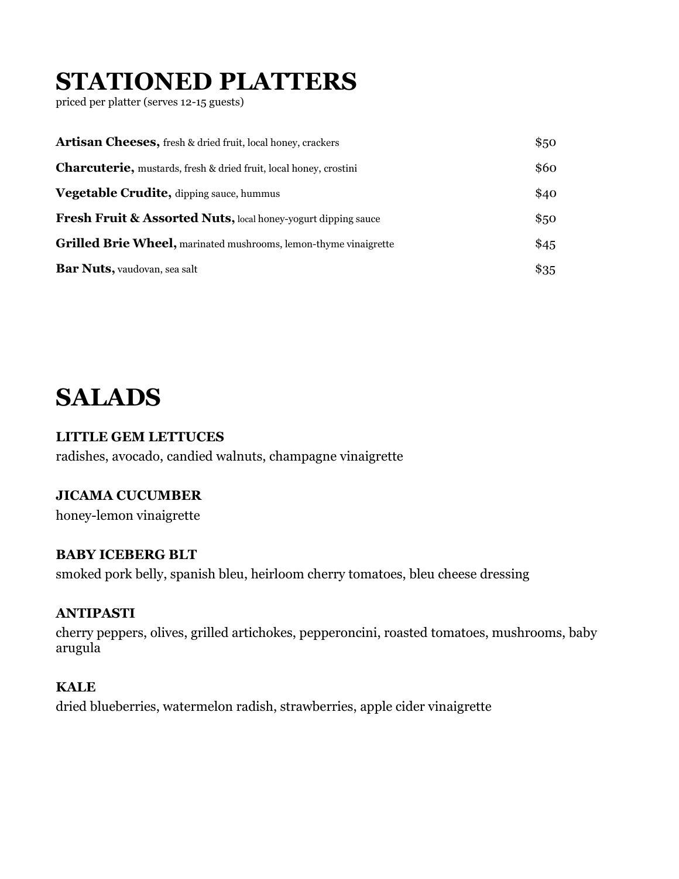# STATIONED PLATTERS

priced per platter (serves 12-15 guests)

| | |
|---|---|
| **Artisan Cheeses,** fresh & dried fruit, local honey, crackers | $50 |
| **Charcuterie,** mustards, fresh & dried fruit, local honey, crostini | $60 |
| **Vegetable Crudite,** dipping sauce, hummus | $40 |
| **Fresh Fruit & Assorted Nuts,** local honey-yogurt dipping sauce | $50 |
| **Grilled Brie Wheel,** marinated mushrooms, lemon-thyme vinaigrette | $45 |
| **Bar Nuts,** vaudovan, sea salt | $35 |

# SALADS

**LITTLE GEM LETTUCES**
radishes, avocado, candied walnuts, champagne vinaigrette

**JICAMA CUCUMBER**
honey-lemon vinaigrette

**BABY ICEBERG BLT**
smoked pork belly, spanish bleu, heirloom cherry tomatoes, bleu cheese dressing

**ANTIPASTI**
cherry peppers, olives, grilled artichokes, pepperoncini, roasted tomatoes, mushrooms, baby arugula

**KALE**
dried blueberries, watermelon radish, strawberries, apple cider vinaigrette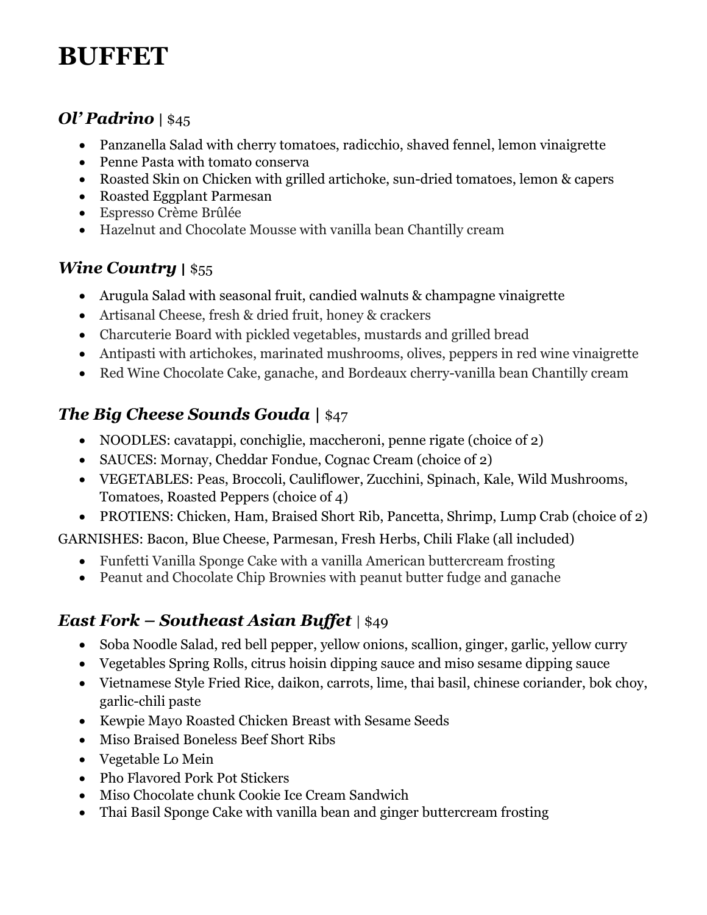# BUFFET

### *Ol' Padrino* | $45

- Panzanella Salad with cherry tomatoes, radicchio, shaved fennel, lemon vinaigrette
- Penne Pasta with tomato conserva
- Roasted Skin on Chicken with grilled artichoke, sun-dried tomatoes, lemon & capers
- Roasted Eggplant Parmesan
- Espresso Crème Brûlée
- Hazelnut and Chocolate Mousse with vanilla bean Chantilly cream

### *Wine Country* | $55

- Arugula Salad with seasonal fruit, candied walnuts & champagne vinaigrette
- Artisanal Cheese, fresh & dried fruit, honey & crackers
- Charcuterie Board with pickled vegetables, mustards and grilled bread
- Antipasti with artichokes, marinated mushrooms, olives, peppers in red wine vinaigrette
- Red Wine Chocolate Cake, ganache, and Bordeaux cherry-vanilla bean Chantilly cream

### *The Big Cheese Sounds Gouda* | $47

- NOODLES: cavatappi, conchiglie, maccheroni, penne rigate (choice of 2)
- SAUCES: Mornay, Cheddar Fondue, Cognac Cream (choice of 2)
- VEGETABLES: Peas, Broccoli, Cauliflower, Zucchini, Spinach, Kale, Wild Mushrooms, Tomatoes, Roasted Peppers (choice of 4)
- PROTIENS: Chicken, Ham, Braised Short Rib, Pancetta, Shrimp, Lump Crab (choice of 2)

GARNISHES: Bacon, Blue Cheese, Parmesan, Fresh Herbs, Chili Flake (all included)

- Funfetti Vanilla Sponge Cake with a vanilla American buttercream frosting
- Peanut and Chocolate Chip Brownies with peanut butter fudge and ganache

### *East Fork – Southeast Asian Buffet* | $49

- Soba Noodle Salad, red bell pepper, yellow onions, scallion, ginger, garlic, yellow curry
- Vegetables Spring Rolls, citrus hoisin dipping sauce and miso sesame dipping sauce
- Vietnamese Style Fried Rice, daikon, carrots, lime, thai basil, chinese coriander, bok choy, garlic-chili paste
- Kewpie Mayo Roasted Chicken Breast with Sesame Seeds
- Miso Braised Boneless Beef Short Ribs
- Vegetable Lo Mein
- Pho Flavored Pork Pot Stickers
- Miso Chocolate chunk Cookie Ice Cream Sandwich
- Thai Basil Sponge Cake with vanilla bean and ginger buttercream frosting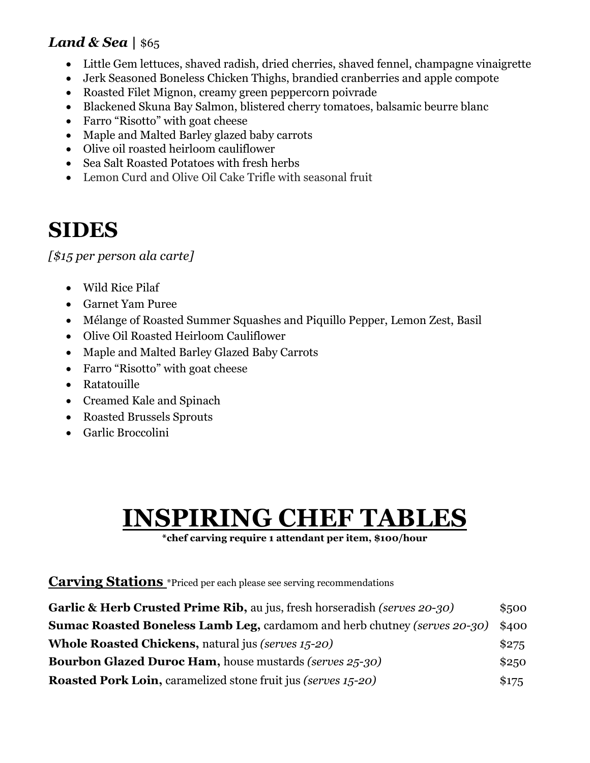***Land & Sea*** **|** $65

- Little Gem lettuces, shaved radish, dried cherries, shaved fennel, champagne vinaigrette
- Jerk Seasoned Boneless Chicken Thighs, brandied cranberries and apple compote
- Roasted Filet Mignon, creamy green peppercorn poivrade
- Blackened Skuna Bay Salmon, blistered cherry tomatoes, balsamic beurre blanc
- Farro “Risotto” with goat cheese
- Maple and Malted Barley glazed baby carrots
- Olive oil roasted heirloom cauliflower
- Sea Salt Roasted Potatoes with fresh herbs
- Lemon Curd and Olive Oil Cake Trifle with seasonal fruit

# SIDES

*[$15 per person ala carte]*

- Wild Rice Pilaf
- Garnet Yam Puree
- Mélange of Roasted Summer Squashes and Piquillo Pepper, Lemon Zest, Basil
- Olive Oil Roasted Heirloom Cauliflower
- Maple and Malted Barley Glazed Baby Carrots
- Farro “Risotto” with goat cheese
- Ratatouille
- Creamed Kale and Spinach
- Roasted Brussels Sprouts
- Garlic Broccolini

# INSPIRING CHEF TABLES

**\*chef carving require 1 attendant per item, $100/hour**

## Carving Stations

*Priced per each please see serving recommendations

| | |
|---|---|
| **Garlic & Herb Crusted Prime Rib,** au jus, fresh horseradish *(serves 20-30)* | $500 |
| **Sumac Roasted Boneless Lamb Leg,** cardamom and herb chutney *(serves 20-30)* | $400 |
| **Whole Roasted Chickens,** natural jus *(serves 15-20)* | $275 |
| **Bourbon Glazed Duroc Ham,** house mustards *(serves 25-30)* | $250 |
| **Roasted Pork Loin,** caramelized stone fruit jus *(serves 15-20)* | $175 |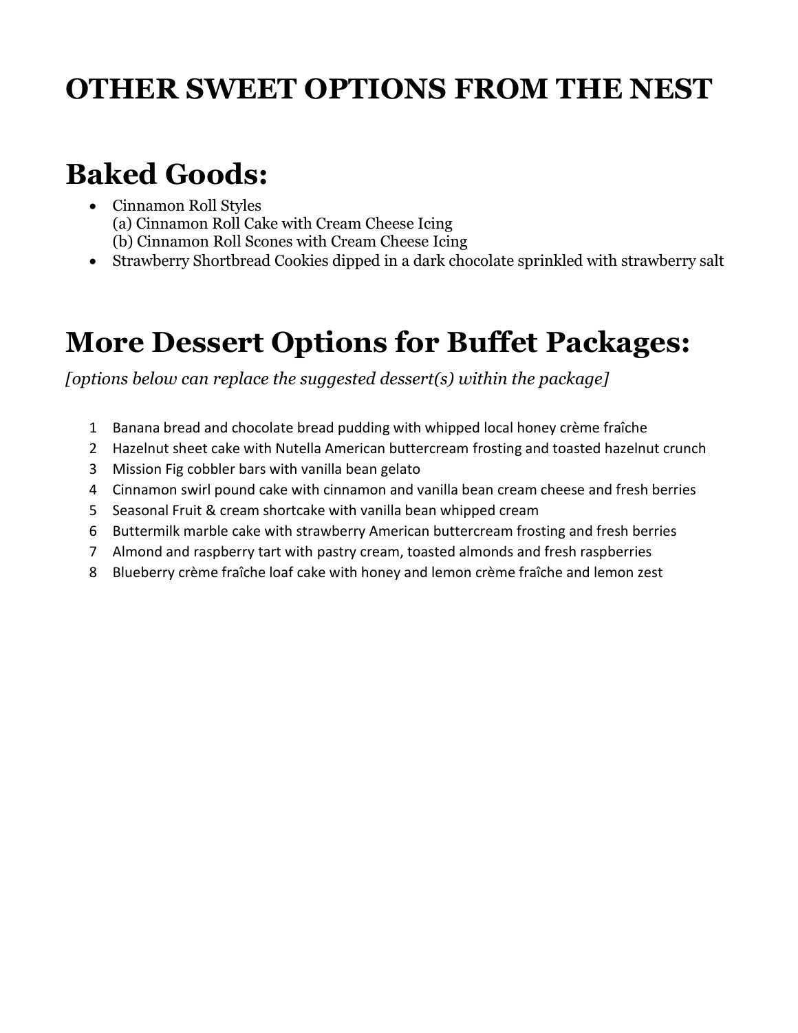# OTHER SWEET OPTIONS FROM THE NEST

## Baked Goods:

- Cinnamon Roll Styles
  (a) Cinnamon Roll Cake with Cream Cheese Icing
  (b) Cinnamon Roll Scones with Cream Cheese Icing
- Strawberry Shortbread Cookies dipped in a dark chocolate sprinkled with strawberry salt

## More Dessert Options for Buffet Packages:

*[options below can replace the suggested dessert(s) within the package]*

1. Banana bread and chocolate bread pudding with whipped local honey crème fraîche
2. Hazelnut sheet cake with Nutella American buttercream frosting and toasted hazelnut crunch
3. Mission Fig cobbler bars with vanilla bean gelato
4. Cinnamon swirl pound cake with cinnamon and vanilla bean cream cheese and fresh berries
5. Seasonal Fruit & cream shortcake with vanilla bean whipped cream
6. Buttermilk marble cake with strawberry American buttercream frosting and fresh berries
7. Almond and raspberry tart with pastry cream, toasted almonds and fresh raspberries
8. Blueberry crème fraîche loaf cake with honey and lemon crème fraîche and lemon zest